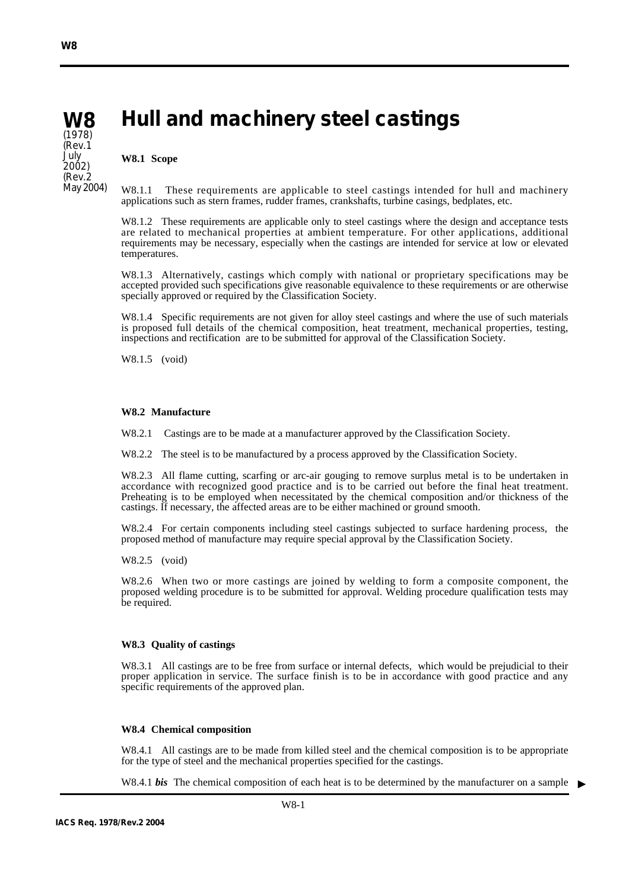# W8 Hull and machinery steel castings

(1978)
(Rev.1 July 2002)
(Rev.2 May 2004)

**W8.1 Scope**

W8.1.1 These requirements are applicable to steel castings intended for hull and machinery applications such as stern frames, rudder frames, crankshafts, turbine casings, bedplates, etc.

W8.1.2 These requirements are applicable only to steel castings where the design and acceptance tests are related to mechanical properties at ambient temperature. For other applications, additional requirements may be necessary, especially when the castings are intended for service at low or elevated temperatures.

W8.1.3 Alternatively, castings which comply with national or proprietary specifications may be accepted provided such specifications give reasonable equivalence to these requirements or are otherwise specially approved or required by the Classification Society.

W8.1.4 Specific requirements are not given for alloy steel castings and where the use of such materials is proposed full details of the chemical composition, heat treatment, mechanical properties, testing, inspections and rectification are to be submitted for approval of the Classification Society.

W8.1.5 (void)

**W8.2 Manufacture**

W8.2.1 Castings are to be made at a manufacturer approved by the Classification Society.

W8.2.2 The steel is to be manufactured by a process approved by the Classification Society.

W8.2.3 All flame cutting, scarfing or arc-air gouging to remove surplus metal is to be undertaken in accordance with recognized good practice and is to be carried out before the final heat treatment. Preheating is to be employed when necessitated by the chemical composition and/or thickness of the castings. If necessary, the affected areas are to be either machined or ground smooth.

W8.2.4 For certain components including steel castings subjected to surface hardening process, the proposed method of manufacture may require special approval by the Classification Society.

W8.2.5 (void)

W8.2.6 When two or more castings are joined by welding to form a composite component, the proposed welding procedure is to be submitted for approval. Welding procedure qualification tests may be required.

**W8.3 Quality of castings**

W8.3.1 All castings are to be free from surface or internal defects, which would be prejudicial to their proper application in service. The surface finish is to be in accordance with good practice and any specific requirements of the approved plan.

**W8.4 Chemical composition**

W8.4.1 All castings are to be made from killed steel and the chemical composition is to be appropriate for the type of steel and the mechanical properties specified for the castings.

W8.4.1 ***bis*** The chemical composition of each heat is to be determined by the manufacturer on a sample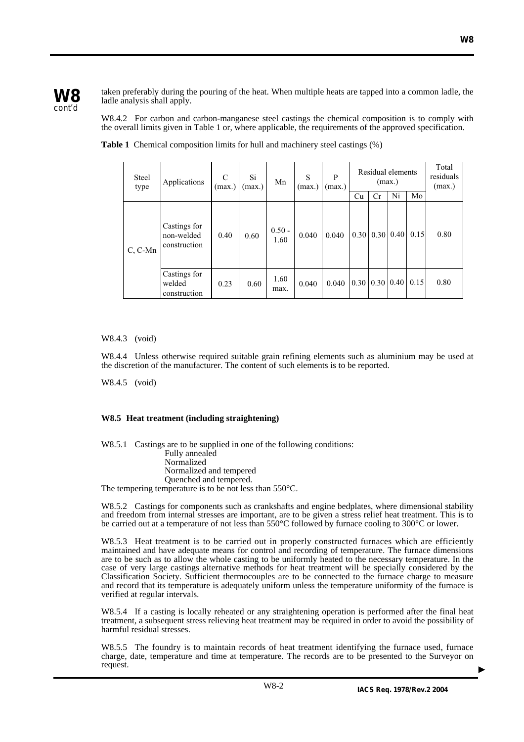taken preferably during the pouring of the heat. When multiple heats are tapped into a common ladle, the ladle analysis shall apply.

W8.4.2 For carbon and carbon-manganese steel castings the chemical composition is to comply with the overall limits given in Table 1 or, where applicable, the requirements of the approved specification.

**Table 1** Chemical composition limits for hull and machinery steel castings (%)

| Steel type | Applications | C (max.) | Si (max.) | Mn | S (max.) | P (max.) | Residual elements (max.) | | | | Total residuals (max.) |
|---|---|---|---|---|---|---|---|---|---|---|---|
| | | | | | | | Cu | Cr | Ni | Mo | |
| C, C-Mn | Castings for non-welded construction | 0.40 | 0.60 | 0.50 - 1.60 | 0.040 | 0.040 | 0.30 | 0.30 | 0.40 | 0.15 | 0.80 |
| | Castings for welded construction | 0.23 | 0.60 | 1.60 max. | 0.040 | 0.040 | 0.30 | 0.30 | 0.40 | 0.15 | 0.80 |

W8.4.3 (void)

W8.4.4 Unless otherwise required suitable grain refining elements such as aluminium may be used at the discretion of the manufacturer. The content of such elements is to be reported.

W8.4.5 (void)

### W8.5 Heat treatment (including straightening)

W8.5.1 Castings are to be supplied in one of the following conditions:

- Fully annealed
- Normalized
- Normalized and tempered
- Quenched and tempered.

The tempering temperature is to be not less than 550°C.

W8.5.2 Castings for components such as crankshafts and engine bedplates, where dimensional stability and freedom from internal stresses are important, are to be given a stress relief heat treatment. This is to be carried out at a temperature of not less than 550°C followed by furnace cooling to 300°C or lower.

W8.5.3 Heat treatment is to be carried out in properly constructed furnaces which are efficiently maintained and have adequate means for control and recording of temperature. The furnace dimensions are to be such as to allow the whole casting to be uniformly heated to the necessary temperature. In the case of very large castings alternative methods for heat treatment will be specially considered by the Classification Society. Sufficient thermocouples are to be connected to the furnace charge to measure and record that its temperature is adequately uniform unless the temperature uniformity of the furnace is verified at regular intervals.

W8.5.4 If a casting is locally reheated or any straightening operation is performed after the final heat treatment, a subsequent stress relieving heat treatment may be required in order to avoid the possibility of harmful residual stresses.

W8.5.5 The foundry is to maintain records of heat treatment identifying the furnace used, furnace charge, date, temperature and time at temperature. The records are to be presented to the Surveyor on request.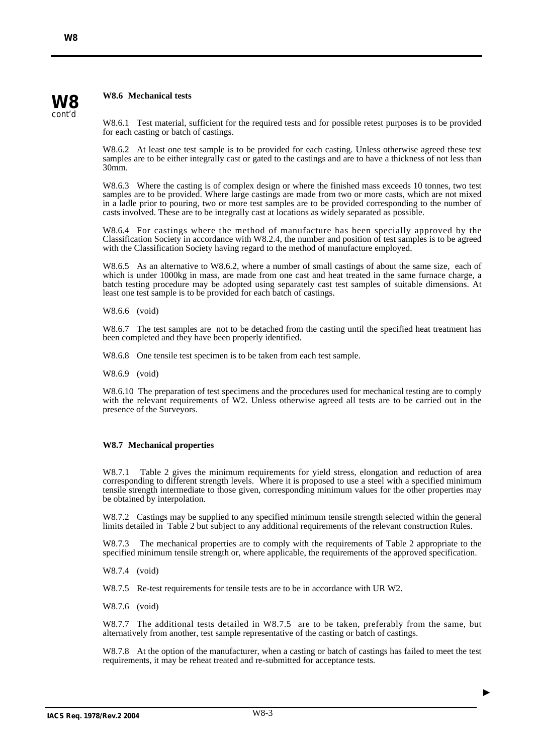### W8.6 Mechanical tests

W8.6.1 Test material, sufficient for the required tests and for possible retest purposes is to be provided for each casting or batch of castings.

W8.6.2 At least one test sample is to be provided for each casting. Unless otherwise agreed these test samples are to be either integrally cast or gated to the castings and are to have a thickness of not less than 30mm.

W8.6.3 Where the casting is of complex design or where the finished mass exceeds 10 tonnes, two test samples are to be provided. Where large castings are made from two or more casts, which are not mixed in a ladle prior to pouring, two or more test samples are to be provided corresponding to the number of casts involved. These are to be integrally cast at locations as widely separated as possible.

W8.6.4 For castings where the method of manufacture has been specially approved by the Classification Society in accordance with W8.2.4, the number and position of test samples is to be agreed with the Classification Society having regard to the method of manufacture employed.

W8.6.5 As an alternative to W8.6.2, where a number of small castings of about the same size, each of which is under 1000kg in mass, are made from one cast and heat treated in the same furnace charge, a batch testing procedure may be adopted using separately cast test samples of suitable dimensions. At least one test sample is to be provided for each batch of castings.

W8.6.6 (void)

W8.6.7 The test samples are not to be detached from the casting until the specified heat treatment has been completed and they have been properly identified.

W8.6.8 One tensile test specimen is to be taken from each test sample.

W8.6.9 (void)

W8.6.10 The preparation of test specimens and the procedures used for mechanical testing are to comply with the relevant requirements of W2. Unless otherwise agreed all tests are to be carried out in the presence of the Surveyors.

### W8.7 Mechanical properties

W8.7.1 Table 2 gives the minimum requirements for yield stress, elongation and reduction of area corresponding to different strength levels. Where it is proposed to use a steel with a specified minimum tensile strength intermediate to those given, corresponding minimum values for the other properties may be obtained by interpolation.

W8.7.2 Castings may be supplied to any specified minimum tensile strength selected within the general limits detailed in Table 2 but subject to any additional requirements of the relevant construction Rules.

W8.7.3 The mechanical properties are to comply with the requirements of Table 2 appropriate to the specified minimum tensile strength or, where applicable, the requirements of the approved specification.

W8.7.4 (void)

W8.7.5 Re-test requirements for tensile tests are to be in accordance with UR W2.

W8.7.6 (void)

W8.7.7 The additional tests detailed in W8.7.5 are to be taken, preferably from the same, but alternatively from another, test sample representative of the casting or batch of castings.

W8.7.8 At the option of the manufacturer, when a casting or batch of castings has failed to meet the test requirements, it may be reheat treated and re-submitted for acceptance tests.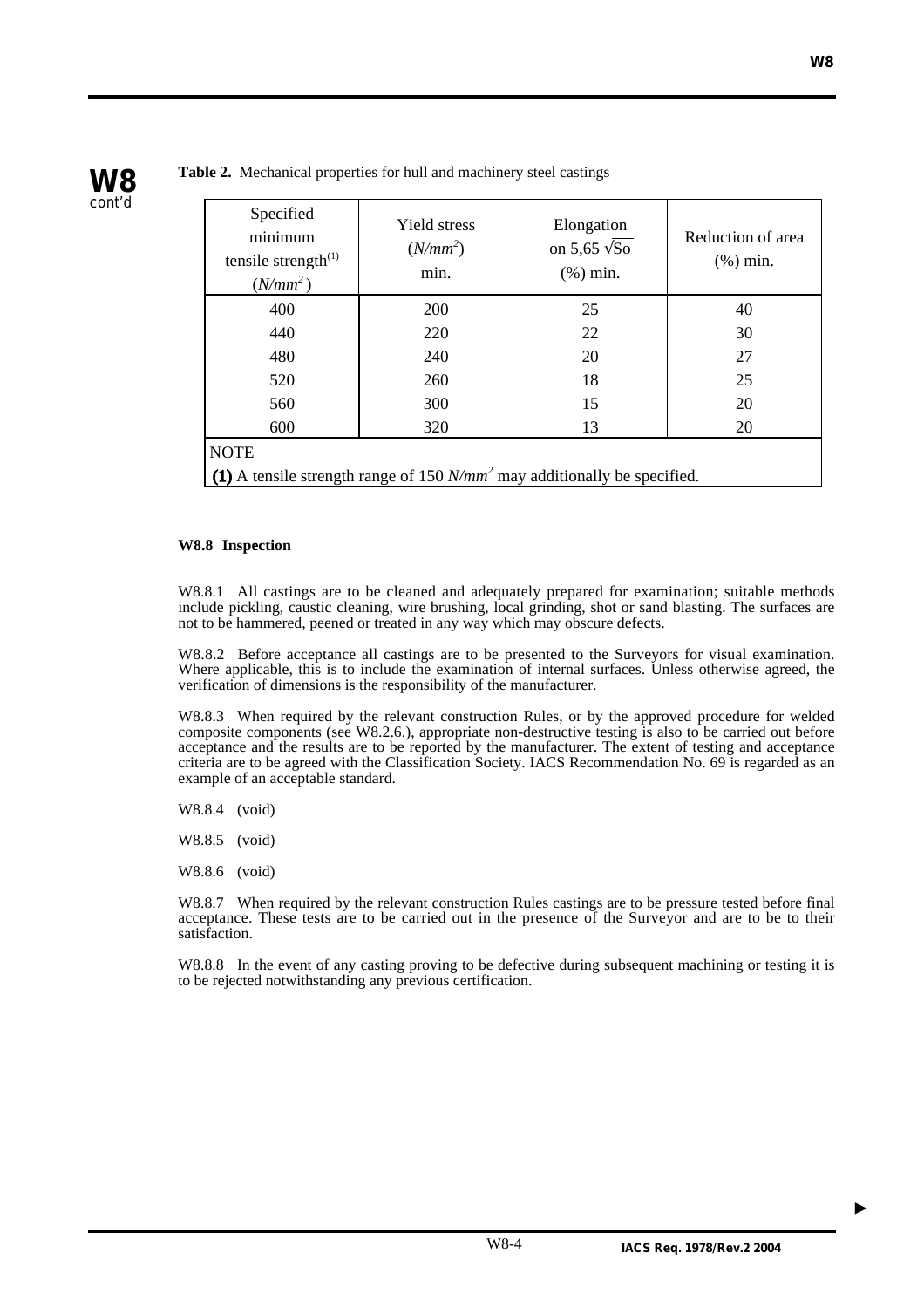**Table 2.** Mechanical properties for hull and machinery steel castings

| Specified minimum tensile strength[(1)] ($N/mm^2$) | Yield stress ($N/mm^2$) min. | Elongation on $5{,}65 \sqrt{So}$ (%) min. | Reduction of area (%) min. |
|---|---|---|---|
| 400 | 200 | 25 | 40 |
| 440 | 220 | 22 | 30 |
| 480 | 240 | 20 | 27 |
| 520 | 260 | 18 | 25 |
| 560 | 300 | 15 | 20 |
| 600 | 320 | 13 | 20 |

NOTE

**(1)** A tensile strength range of 150 $N/mm^2$ may additionally be specified.

**W8.8 Inspection**

W8.8.1 All castings are to be cleaned and adequately prepared for examination; suitable methods include pickling, caustic cleaning, wire brushing, local grinding, shot or sand blasting. The surfaces are not to be hammered, peened or treated in any way which may obscure defects.

W8.8.2 Before acceptance all castings are to be presented to the Surveyors for visual examination. Where applicable, this is to include the examination of internal surfaces. Unless otherwise agreed, the verification of dimensions is the responsibility of the manufacturer.

W8.8.3 When required by the relevant construction Rules, or by the approved procedure for welded composite components (see W8.2.6.), appropriate non-destructive testing is also to be carried out before acceptance and the results are to be reported by the manufacturer. The extent of testing and acceptance criteria are to be agreed with the Classification Society. IACS Recommendation No. 69 is regarded as an example of an acceptable standard.

W8.8.4 (void)

W8.8.5 (void)

W8.8.6 (void)

W8.8.7 When required by the relevant construction Rules castings are to be pressure tested before final acceptance. These tests are to be carried out in the presence of the Surveyor and are to be to their satisfaction.

W8.8.8 In the event of any casting proving to be defective during subsequent machining or testing it is to be rejected notwithstanding any previous certification.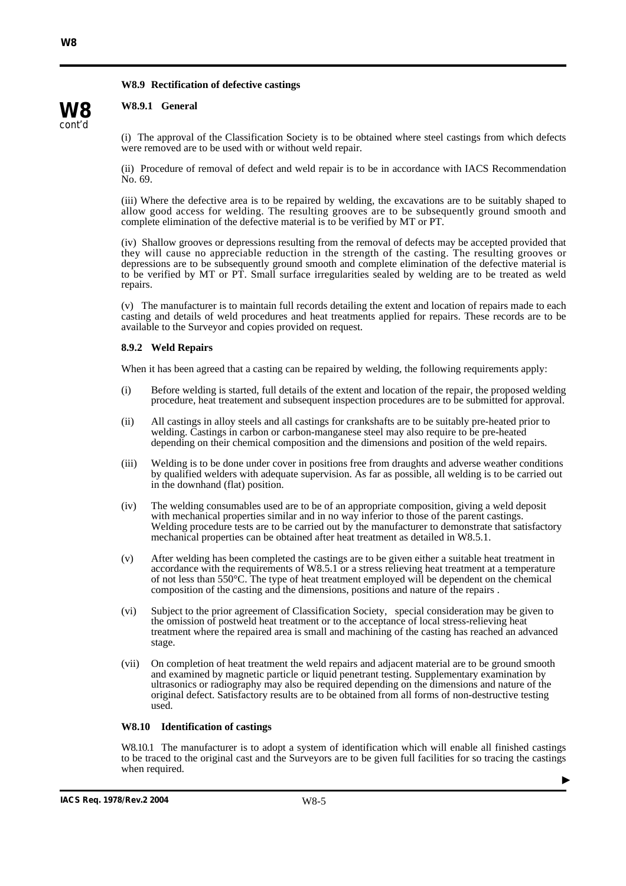### W8.9 Rectification of defective castings

#### W8.9.1 General

(i) The approval of the Classification Society is to be obtained where steel castings from which defects were removed are to be used with or without weld repair.

(ii) Procedure of removal of defect and weld repair is to be in accordance with IACS Recommendation No. 69.

(iii) Where the defective area is to be repaired by welding, the excavations are to be suitably shaped to allow good access for welding. The resulting grooves are to be subsequently ground smooth and complete elimination of the defective material is to be verified by MT or PT.

(iv) Shallow grooves or depressions resulting from the removal of defects may be accepted provided that they will cause no appreciable reduction in the strength of the casting. The resulting grooves or depressions are to be subsequently ground smooth and complete elimination of the defective material is to be verified by MT or PT. Small surface irregularities sealed by welding are to be treated as weld repairs.

(v) The manufacturer is to maintain full records detailing the extent and location of repairs made to each casting and details of weld procedures and heat treatments applied for repairs. These records are to be available to the Surveyor and copies provided on request.

#### 8.9.2 Weld Repairs

When it has been agreed that a casting can be repaired by welding, the following requirements apply:

(i) Before welding is started, full details of the extent and location of the repair, the proposed welding procedure, heat treatement and subsequent inspection procedures are to be submitted for approval.

(ii) All castings in alloy steels and all castings for crankshafts are to be suitably pre-heated prior to welding. Castings in carbon or carbon-manganese steel may also require to be pre-heated depending on their chemical composition and the dimensions and position of the weld repairs.

(iii) Welding is to be done under cover in positions free from draughts and adverse weather conditions by qualified welders with adequate supervision. As far as possible, all welding is to be carried out in the downhand (flat) position.

(iv) The welding consumables used are to be of an appropriate composition, giving a weld deposit with mechanical properties similar and in no way inferior to those of the parent castings. Welding procedure tests are to be carried out by the manufacturer to demonstrate that satisfactory mechanical properties can be obtained after heat treatment as detailed in W8.5.1.

(v) After welding has been completed the castings are to be given either a suitable heat treatment in accordance with the requirements of W8.5.1 or a stress relieving heat treatment at a temperature of not less than 550°C. The type of heat treatment employed will be dependent on the chemical composition of the casting and the dimensions, positions and nature of the repairs .

(vi) Subject to the prior agreement of Classification Society, special consideration may be given to the omission of postweld heat treatment or to the acceptance of local stress-relieving heat treatment where the repaired area is small and machining of the casting has reached an advanced stage.

(vii) On completion of heat treatment the weld repairs and adjacent material are to be ground smooth and examined by magnetic particle or liquid penetrant testing. Supplementary examination by ultrasonics or radiography may also be required depending on the dimensions and nature of the original defect. Satisfactory results are to be obtained from all forms of non-destructive testing used.

### W8.10 Identification of castings

W8.10.1 The manufacturer is to adopt a system of identification which will enable all finished castings to be traced to the original cast and the Surveyors are to be given full facilities for so tracing the castings when required.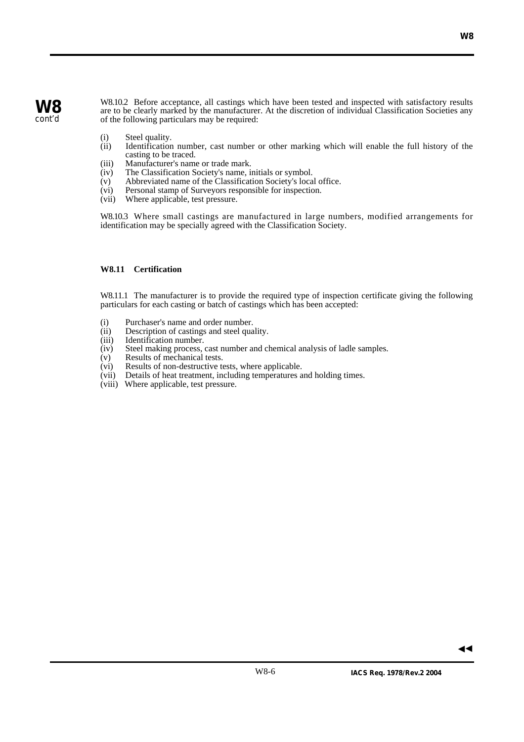W8.10.2 Before acceptance, all castings which have been tested and inspected with satisfactory results are to be clearly marked by the manufacturer. At the discretion of individual Classification Societies any of the following particulars may be required:

(i) Steel quality.
(ii) Identification number, cast number or other marking which will enable the full history of the casting to be traced.
(iii) Manufacturer's name or trade mark.
(iv) The Classification Society's name, initials or symbol.
(v) Abbreviated name of the Classification Society's local office.
(vi) Personal stamp of Surveyors responsible for inspection.
(vii) Where applicable, test pressure.

W8.10.3 Where small castings are manufactured in large numbers, modified arrangements for identification may be specially agreed with the Classification Society.

### W8.11 Certification

W8.11.1 The manufacturer is to provide the required type of inspection certificate giving the following particulars for each casting or batch of castings which has been accepted:

(i) Purchaser's name and order number.
(ii) Description of castings and steel quality.
(iii) Identification number.
(iv) Steel making process, cast number and chemical analysis of ladle samples.
(v) Results of mechanical tests.
(vi) Results of non-destructive tests, where applicable.
(vii) Details of heat treatment, including temperatures and holding times.
(viii) Where applicable, test pressure.